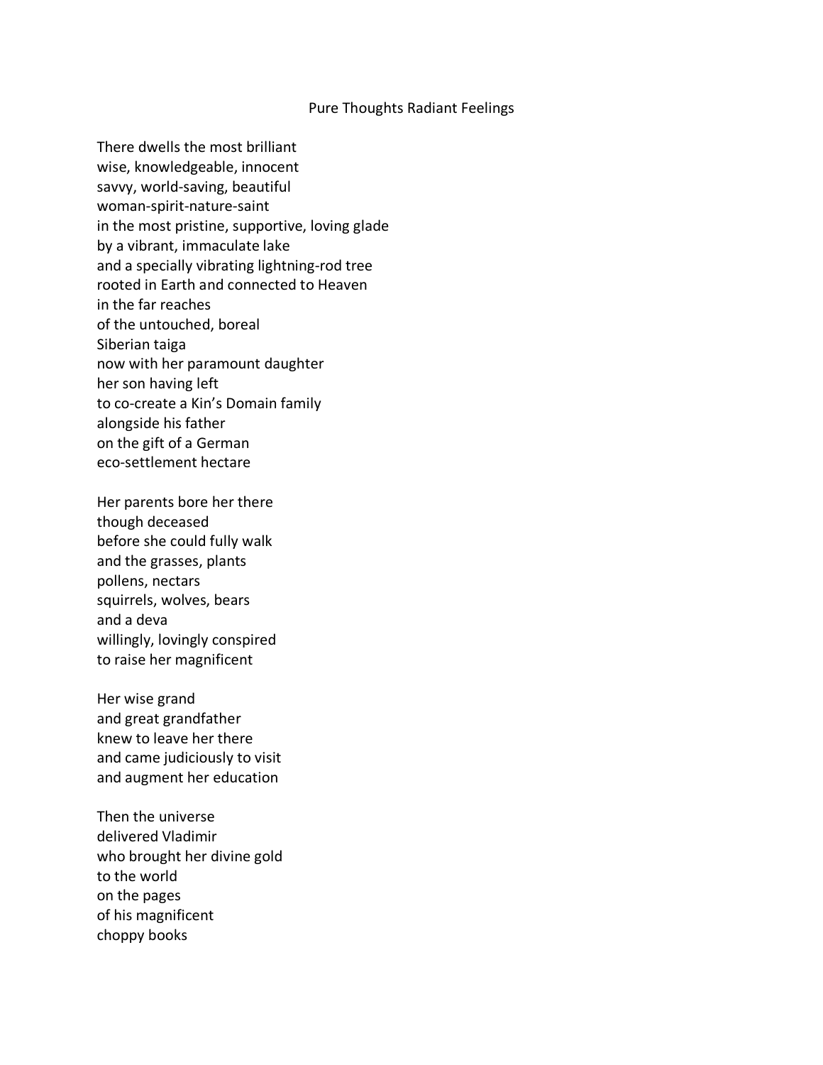# Pure Thoughts Radiant Feelings

There dwells the most brilliant  
wise, knowledgeable, innocent  
savvy, world-saving, beautiful  
woman-spirit-nature-saint  
in the most pristine, supportive, loving glade  
by a vibrant, immaculate lake  
and a specially vibrating lightning-rod tree  
rooted in Earth and connected to Heaven  
in the far reaches  
of the untouched, boreal  
Siberian taiga  
now with her paramount daughter  
her son having left  
to co-create a Kin's Domain family  
alongside his father  
on the gift of a German  
eco-settlement hectare

Her parents bore her there  
though deceased  
before she could fully walk  
and the grasses, plants  
pollens, nectars  
squirrels, wolves, bears  
and a deva  
willingly, lovingly conspired  
to raise her magnificent

Her wise grand  
and great grandfather  
knew to leave her there  
and came judiciously to visit  
and augment her education

Then the universe  
delivered Vladimir  
who brought her divine gold  
to the world  
on the pages  
of his magnificent  
choppy books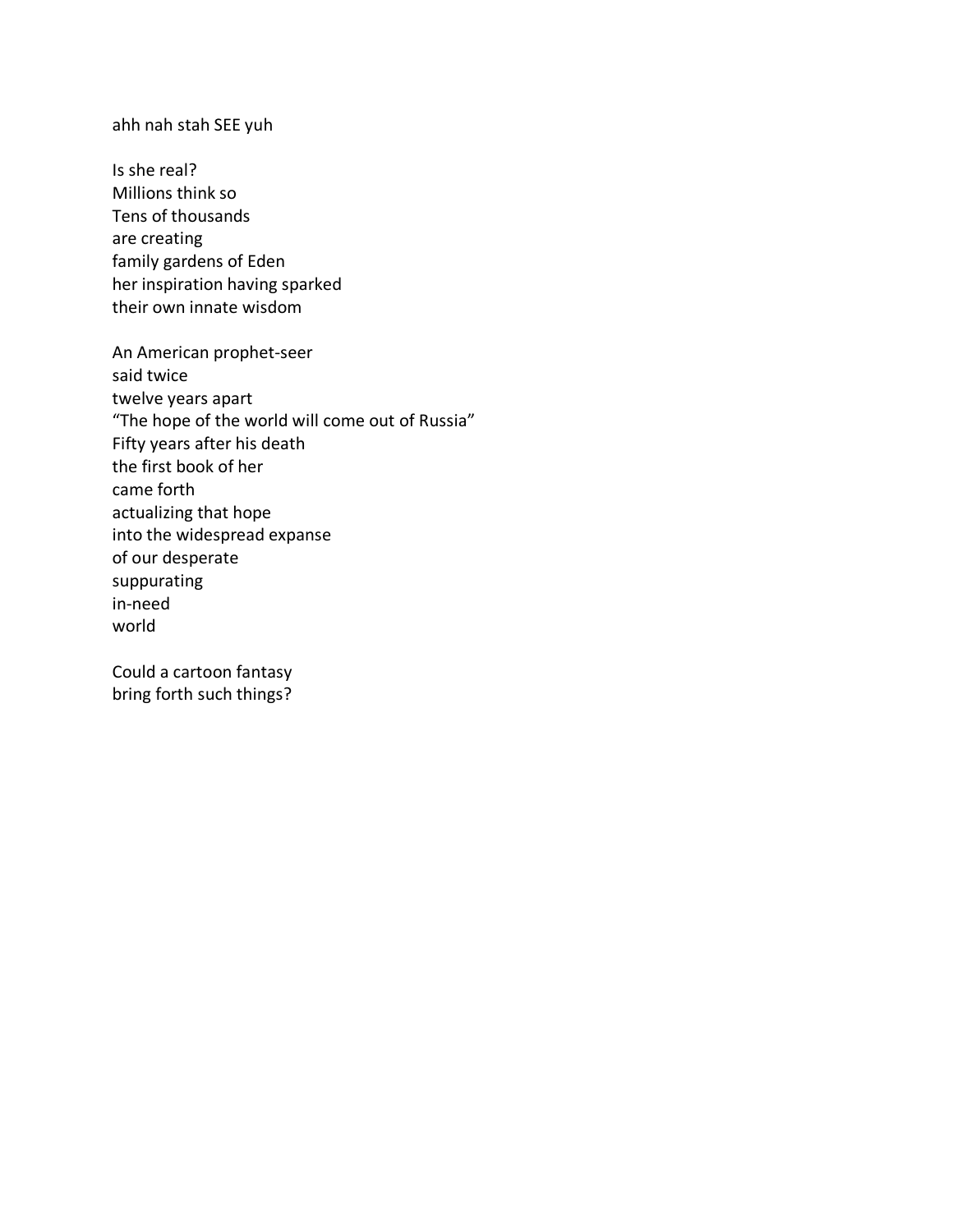ahh nah stah SEE yuh

Is she real?
Millions think so
Tens of thousands
are creating
family gardens of Eden
her inspiration having sparked
their own innate wisdom

An American prophet-seer
said twice
twelve years apart
"The hope of the world will come out of Russia"
Fifty years after his death
the first book of her
came forth
actualizing that hope
into the widespread expanse
of our desperate
suppurating
in-need
world

Could a cartoon fantasy
bring forth such things?